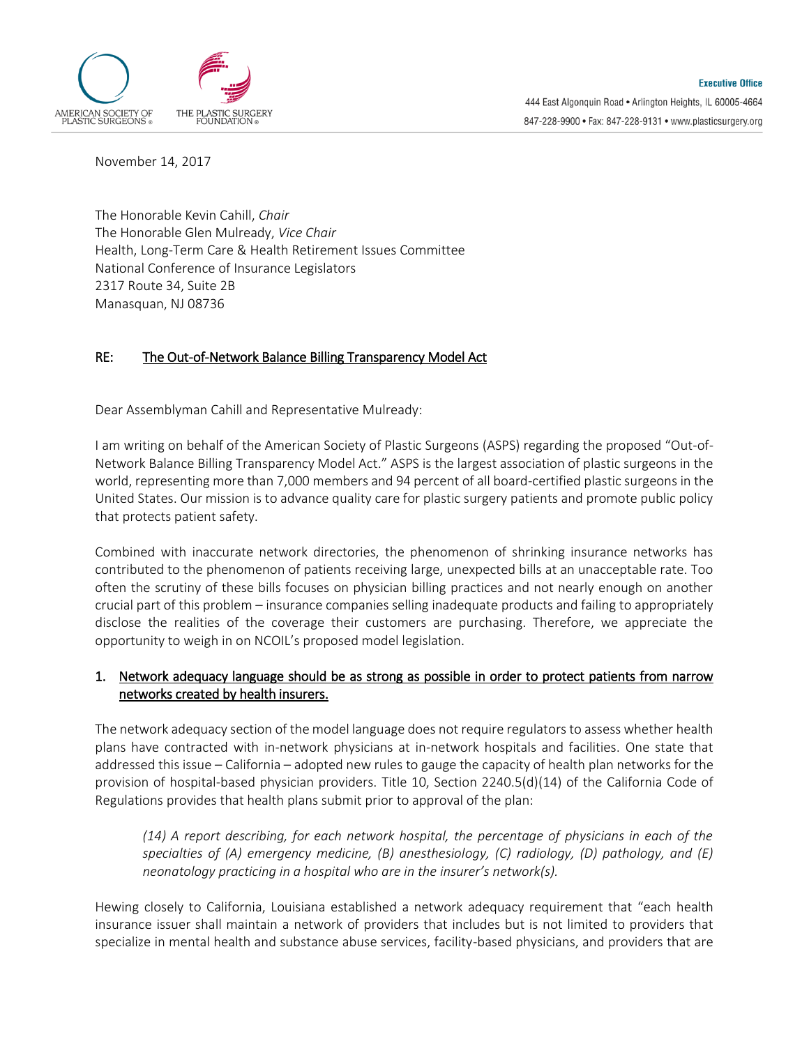AMERICAN SOCIETY OF PLASTIC SURGEONS®

THE PLASTIC SURGERY FOUNDATION®

**Executive Office**

444 East Algonquin Road • Arlington Heights, IL 60005-4664

847-228-9900 • Fax: 847-228-9131 • www.plasticsurgery.org

November 14, 2017

The Honorable Kevin Cahill, *Chair*
The Honorable Glen Mulready, *Vice Chair*
Health, Long-Term Care & Health Retirement Issues Committee
National Conference of Insurance Legislators
2317 Route 34, Suite 2B
Manasquan, NJ 08736

RE: The Out-of-Network Balance Billing Transparency Model Act

Dear Assemblyman Cahill and Representative Mulready:

I am writing on behalf of the American Society of Plastic Surgeons (ASPS) regarding the proposed "Out-of-Network Balance Billing Transparency Model Act." ASPS is the largest association of plastic surgeons in the world, representing more than 7,000 members and 94 percent of all board-certified plastic surgeons in the United States. Our mission is to advance quality care for plastic surgery patients and promote public policy that protects patient safety.

Combined with inaccurate network directories, the phenomenon of shrinking insurance networks has contributed to the phenomenon of patients receiving large, unexpected bills at an unacceptable rate. Too often the scrutiny of these bills focuses on physician billing practices and not nearly enough on another crucial part of this problem – insurance companies selling inadequate products and failing to appropriately disclose the realities of the coverage their customers are purchasing. Therefore, we appreciate the opportunity to weigh in on NCOIL's proposed model legislation.

1. Network adequacy language should be as strong as possible in order to protect patients from narrow networks created by health insurers.

The network adequacy section of the model language does not require regulators to assess whether health plans have contracted with in-network physicians at in-network hospitals and facilities. One state that addressed this issue – California – adopted new rules to gauge the capacity of health plan networks for the provision of hospital-based physician providers. Title 10, Section 2240.5(d)(14) of the California Code of Regulations provides that health plans submit prior to approval of the plan:

> *(14) A report describing, for each network hospital, the percentage of physicians in each of the specialties of (A) emergency medicine, (B) anesthesiology, (C) radiology, (D) pathology, and (E) neonatology practicing in a hospital who are in the insurer's network(s).*

Hewing closely to California, Louisiana established a network adequacy requirement that "each health insurance issuer shall maintain a network of providers that includes but is not limited to providers that specialize in mental health and substance abuse services, facility-based physicians, and providers that are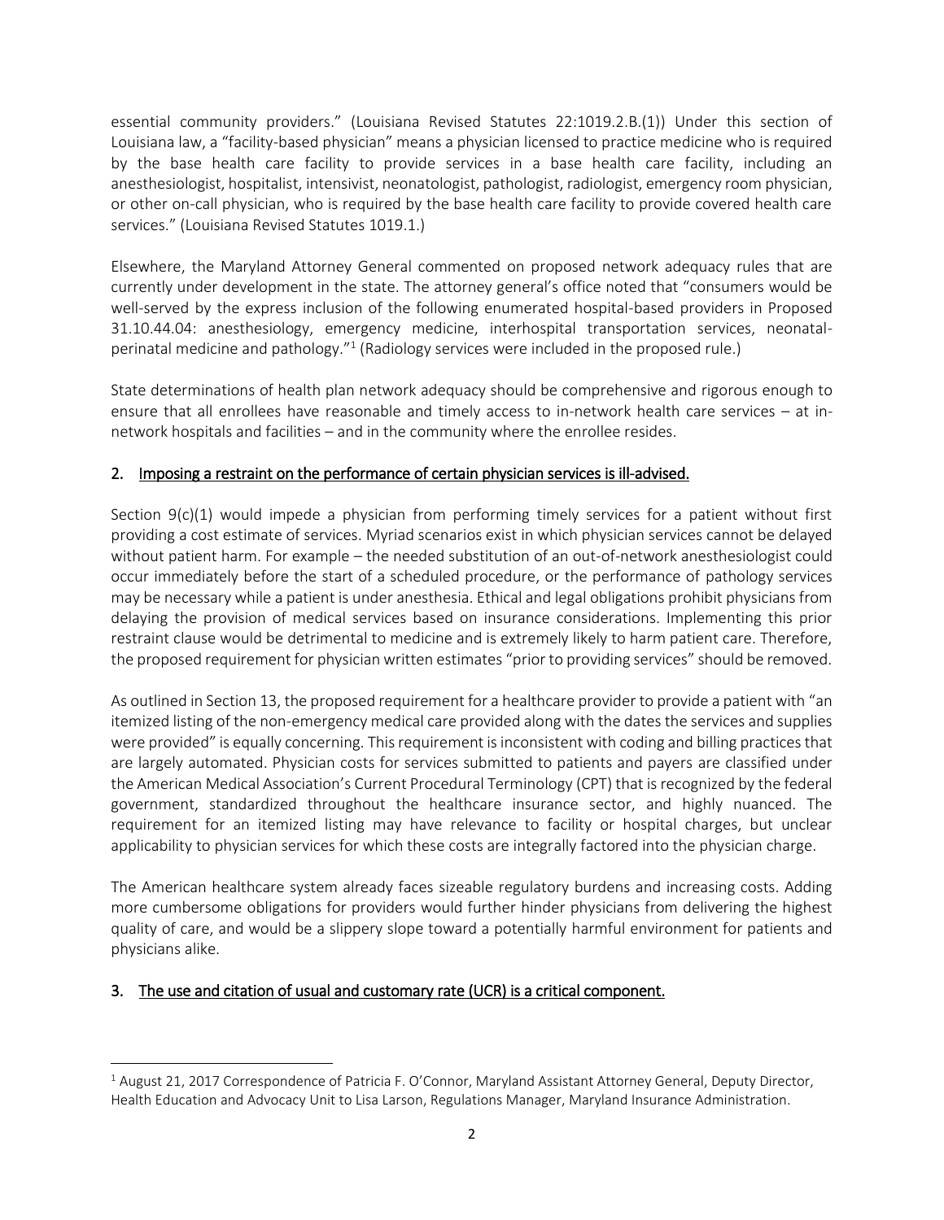essential community providers." (Louisiana Revised Statutes 22:1019.2.B.(1)) Under this section of Louisiana law, a "facility-based physician" means a physician licensed to practice medicine who is required by the base health care facility to provide services in a base health care facility, including an anesthesiologist, hospitalist, intensivist, neonatologist, pathologist, radiologist, emergency room physician, or other on-call physician, who is required by the base health care facility to provide covered health care services." (Louisiana Revised Statutes 1019.1.)

Elsewhere, the Maryland Attorney General commented on proposed network adequacy rules that are currently under development in the state. The attorney general's office noted that "consumers would be well-served by the express inclusion of the following enumerated hospital-based providers in Proposed 31.10.44.04: anesthesiology, emergency medicine, interhospital transportation services, neonatal-perinatal medicine and pathology."[1] (Radiology services were included in the proposed rule.)

State determinations of health plan network adequacy should be comprehensive and rigorous enough to ensure that all enrollees have reasonable and timely access to in-network health care services – at in-network hospitals and facilities – and in the community where the enrollee resides.

## 2. Imposing a restraint on the performance of certain physician services is ill-advised.

Section 9(c)(1) would impede a physician from performing timely services for a patient without first providing a cost estimate of services. Myriad scenarios exist in which physician services cannot be delayed without patient harm. For example – the needed substitution of an out-of-network anesthesiologist could occur immediately before the start of a scheduled procedure, or the performance of pathology services may be necessary while a patient is under anesthesia. Ethical and legal obligations prohibit physicians from delaying the provision of medical services based on insurance considerations. Implementing this prior restraint clause would be detrimental to medicine and is extremely likely to harm patient care. Therefore, the proposed requirement for physician written estimates "prior to providing services" should be removed.

As outlined in Section 13, the proposed requirement for a healthcare provider to provide a patient with "an itemized listing of the non-emergency medical care provided along with the dates the services and supplies were provided" is equally concerning. This requirement is inconsistent with coding and billing practices that are largely automated. Physician costs for services submitted to patients and payers are classified under the American Medical Association's Current Procedural Terminology (CPT) that is recognized by the federal government, standardized throughout the healthcare insurance sector, and highly nuanced. The requirement for an itemized listing may have relevance to facility or hospital charges, but unclear applicability to physician services for which these costs are integrally factored into the physician charge.

The American healthcare system already faces sizeable regulatory burdens and increasing costs. Adding more cumbersome obligations for providers would further hinder physicians from delivering the highest quality of care, and would be a slippery slope toward a potentially harmful environment for patients and physicians alike.

## 3. The use and citation of usual and customary rate (UCR) is a critical component.

[1] August 21, 2017 Correspondence of Patricia F. O'Connor, Maryland Assistant Attorney General, Deputy Director, Health Education and Advocacy Unit to Lisa Larson, Regulations Manager, Maryland Insurance Administration.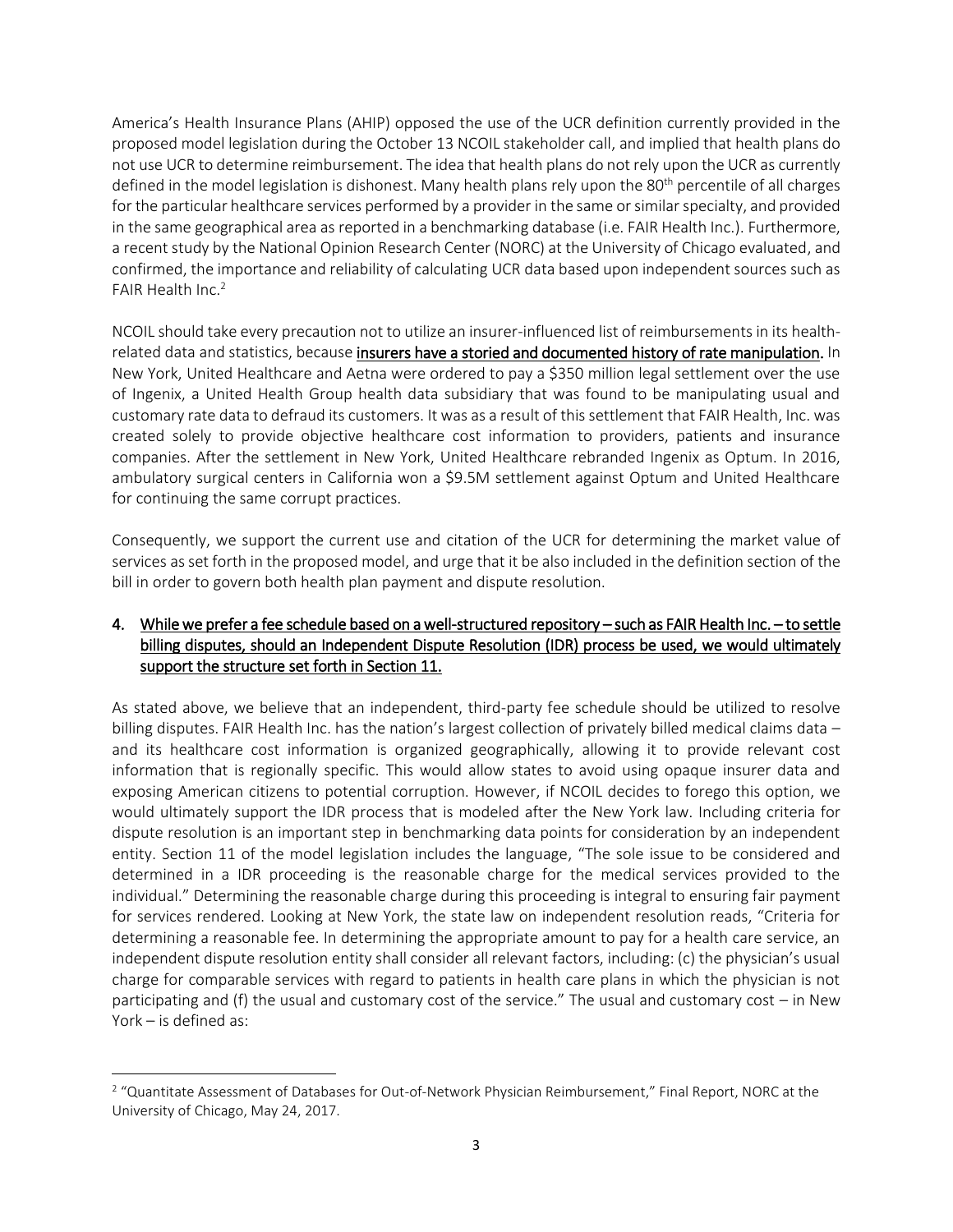America's Health Insurance Plans (AHIP) opposed the use of the UCR definition currently provided in the proposed model legislation during the October 13 NCOIL stakeholder call, and implied that health plans do not use UCR to determine reimbursement. The idea that health plans do not rely upon the UCR as currently defined in the model legislation is dishonest. Many health plans rely upon the 80th percentile of all charges for the particular healthcare services performed by a provider in the same or similar specialty, and provided in the same geographical area as reported in a benchmarking database (i.e. FAIR Health Inc.). Furthermore, a recent study by the National Opinion Research Center (NORC) at the University of Chicago evaluated, and confirmed, the importance and reliability of calculating UCR data based upon independent sources such as FAIR Health Inc.[2]

NCOIL should take every precaution not to utilize an insurer-influenced list of reimbursements in its health-related data and statistics, because **insurers have a storied and documented history of rate manipulation.** In New York, United Healthcare and Aetna were ordered to pay a $350 million legal settlement over the use of Ingenix, a United Health Group health data subsidiary that was found to be manipulating usual and customary rate data to defraud its customers. It was as a result of this settlement that FAIR Health, Inc. was created solely to provide objective healthcare cost information to providers, patients and insurance companies. After the settlement in New York, United Healthcare rebranded Ingenix as Optum. In 2016, ambulatory surgical centers in California won a $9.5M settlement against Optum and United Healthcare for continuing the same corrupt practices.

Consequently, we support the current use and citation of the UCR for determining the market value of services as set forth in the proposed model, and urge that it be also included in the definition section of the bill in order to govern both health plan payment and dispute resolution.

4. <u>While we prefer a fee schedule based on a well-structured repository – such as FAIR Health Inc. – to settle billing disputes, should an Independent Dispute Resolution (IDR) process be used, we would ultimately support the structure set forth in Section 11.</u>

As stated above, we believe that an independent, third-party fee schedule should be utilized to resolve billing disputes. FAIR Health Inc. has the nation's largest collection of privately billed medical claims data – and its healthcare cost information is organized geographically, allowing it to provide relevant cost information that is regionally specific. This would allow states to avoid using opaque insurer data and exposing American citizens to potential corruption. However, if NCOIL decides to forego this option, we would ultimately support the IDR process that is modeled after the New York law. Including criteria for dispute resolution is an important step in benchmarking data points for consideration by an independent entity. Section 11 of the model legislation includes the language, "The sole issue to be considered and determined in a IDR proceeding is the reasonable charge for the medical services provided to the individual." Determining the reasonable charge during this proceeding is integral to ensuring fair payment for services rendered. Looking at New York, the state law on independent resolution reads, "Criteria for determining a reasonable fee. In determining the appropriate amount to pay for a health care service, an independent dispute resolution entity shall consider all relevant factors, including: (c) the physician's usual charge for comparable services with regard to patients in health care plans in which the physician is not participating and (f) the usual and customary cost of the service." The usual and customary cost – in New York – is defined as:

---

[2] "Quantitate Assessment of Databases for Out-of-Network Physician Reimbursement," Final Report, NORC at the University of Chicago, May 24, 2017.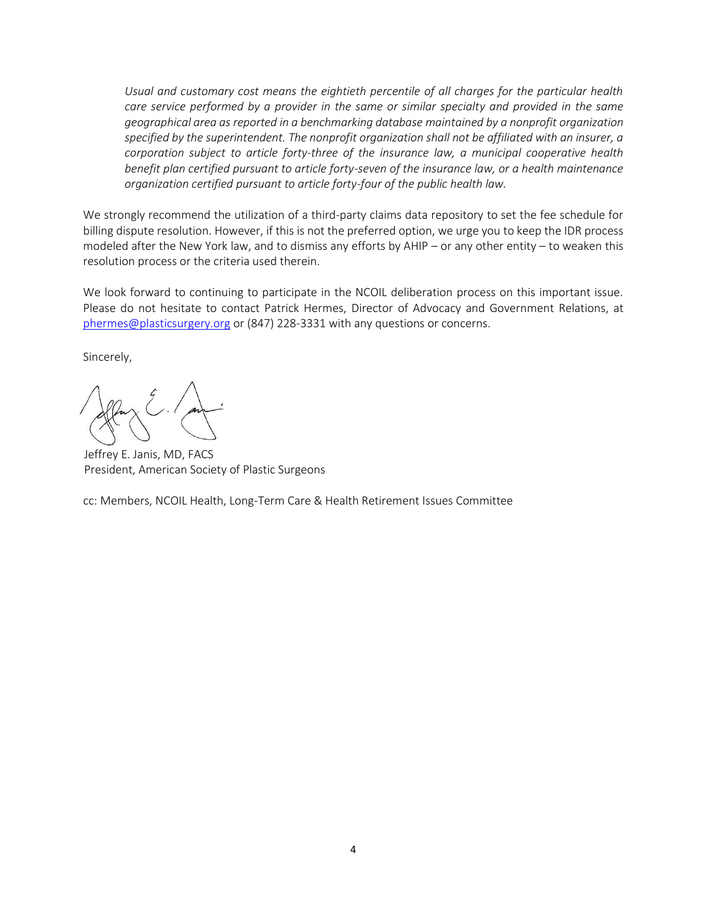*Usual and customary cost means the eightieth percentile of all charges for the particular health care service performed by a provider in the same or similar specialty and provided in the same geographical area as reported in a benchmarking database maintained by a nonprofit organization specified by the superintendent. The nonprofit organization shall not be affiliated with an insurer, a corporation subject to article forty-three of the insurance law, a municipal cooperative health benefit plan certified pursuant to article forty-seven of the insurance law, or a health maintenance organization certified pursuant to article forty-four of the public health law.*

We strongly recommend the utilization of a third-party claims data repository to set the fee schedule for billing dispute resolution. However, if this is not the preferred option, we urge you to keep the IDR process modeled after the New York law, and to dismiss any efforts by AHIP – or any other entity – to weaken this resolution process or the criteria used therein.

We look forward to continuing to participate in the NCOIL deliberation process on this important issue. Please do not hesitate to contact Patrick Hermes, Director of Advocacy and Government Relations, at phermes@plasticsurgery.org or (847) 228-3331 with any questions or concerns.

Sincerely,

Jeffrey E. Janis, MD, FACS
President, American Society of Plastic Surgeons

cc: Members, NCOIL Health, Long-Term Care & Health Retirement Issues Committee